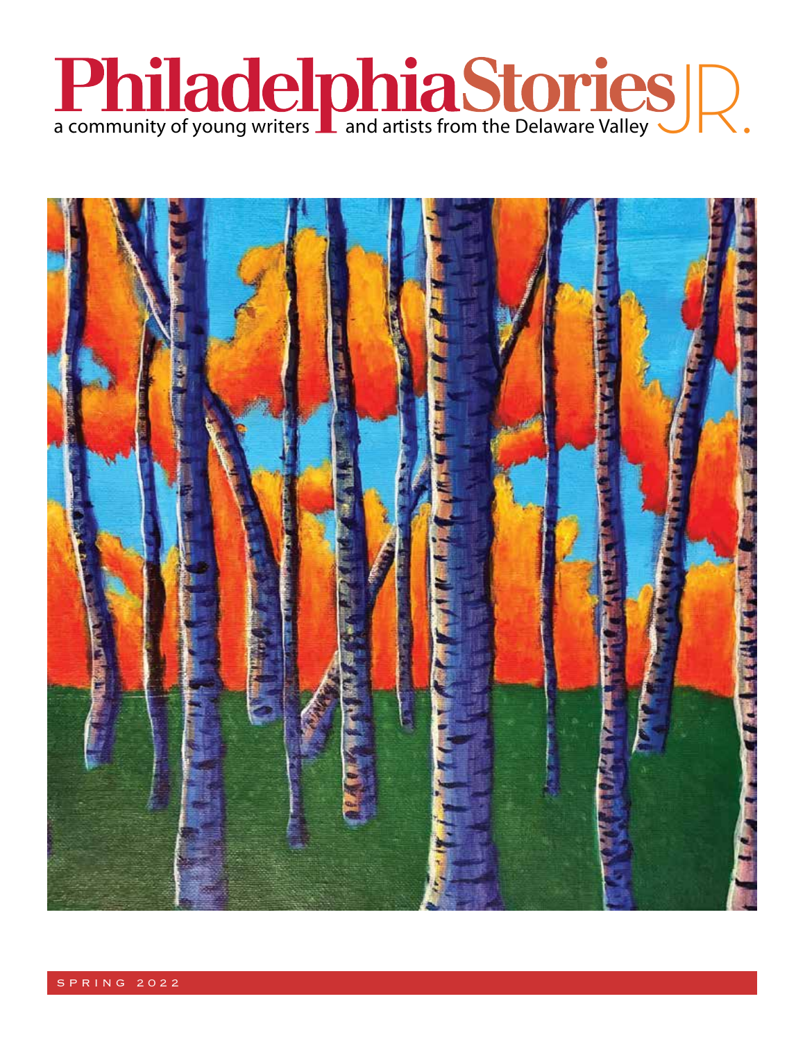# Philadelphia Stories JR.

a community of young writers and artists from the Delaware Valley

SPRING 2022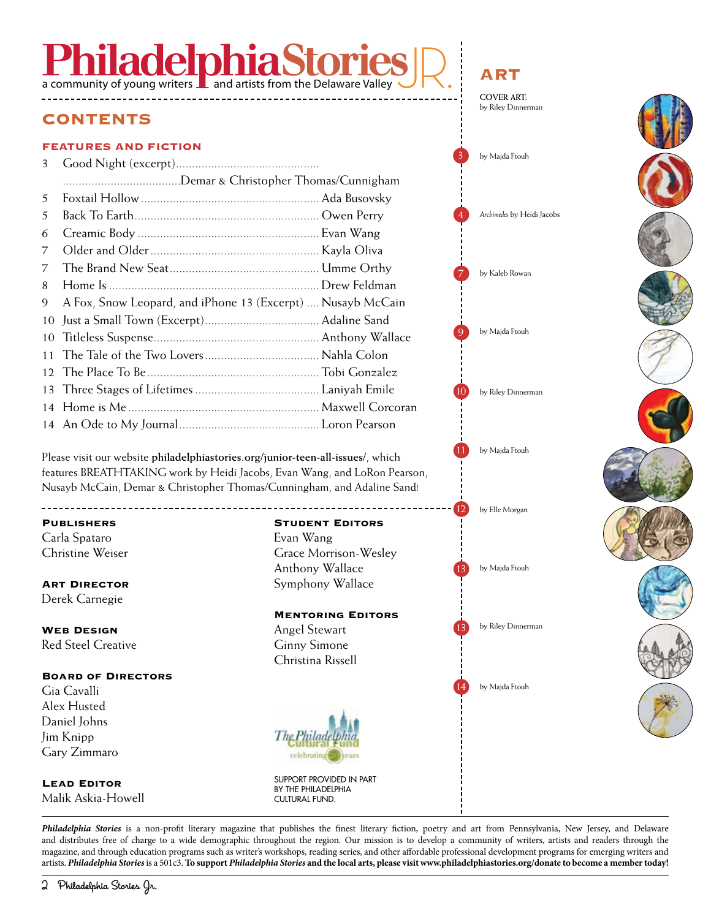# Philadelphia Stories JR.

a community of young writers and artists from the Delaware Valley

## CONTENTS

### FEATURES AND FICTION

3 Good Night (excerpt)...Demar & Christopher Thomas/Cunnigham
5 Foxtail Hollow...Ada Busovsky
5 Back To Earth...Owen Perry
6 Creamic Body...Evan Wang
7 Older and Older...Kayla Oliva
7 The Brand New Seat...Umme Orthy
8 Home Is...Drew Feldman
9 A Fox, Snow Leopard, and iPhone 13 (Excerpt)...Nusayb McCain
10 Just a Small Town (Excerpt)...Adaline Sand
10 Titleless Suspense...Anthony Wallace
11 The Tale of the Two Lovers...Nahla Colon
12 The Place To Be...Tobi Gonzalez
13 Three Stages of Lifetimes...Laniyah Emile
14 Home is Me...Maxwell Corcoran
14 An Ode to My Journal...Loron Pearson

Please visit our website **philadelphiastories.org/junior-teen-all-issues/**, which features BREATHTAKING work by Heidi Jacobs, Evan Wang, and LoRon Pearson, Nusayb McCain, Demar & Christopher Thomas/Cunningham, and Adaline Sand!

### Publishers
Carla Spataro
Christine Weiser

### Art Director
Derek Carnegie

### Web Design
Red Steel Creative

### Board of Directors
Gia Cavalli
Alex Husted
Daniel Johns
Jim Knipp
Gary Zimmaro

### Lead Editor
Malik Askia-Howell

### Student Editors
Evan Wang
Grace Morrison-Wesley
Anthony Wallace
Symphony Wallace

### Mentoring Editors
Angel Stewart
Ginny Simone
Christina Rissell

SUPPORT PROVIDED IN PART BY THE PHILADELPHIA CULTURAL FUND.

## ART

COVER ART: by Riley Dinnerman

3 by Majda Ftouh
4 *Archimedes* by Heidi Jacobs
7 by Kaleb Rowan
9 by Majda Ftouh
10 by Riley Dinnerman
11 by Majda Ftouh
12 by Elle Morgan
13 by Majda Ftouh
13 by Riley Dinnerman
14 by Majda Ftouh

***Philadelphia Stories*** is a non-profit literary magazine that publishes the finest literary fiction, poetry and art from Pennsylvania, New Jersey, and Delaware and distributes free of charge to a wide demographic throughout the region. Our mission is to develop a community of writers, artists and readers through the magazine, and through education programs such as writer's workshops, reading series, and other affordable professional development programs for emerging writers and artists. ***Philadelphia Stories*** is a 501c3. **To support *Philadelphia Stories* and the local arts, please visit www.philadelphiastories.org/donate to become a member today!**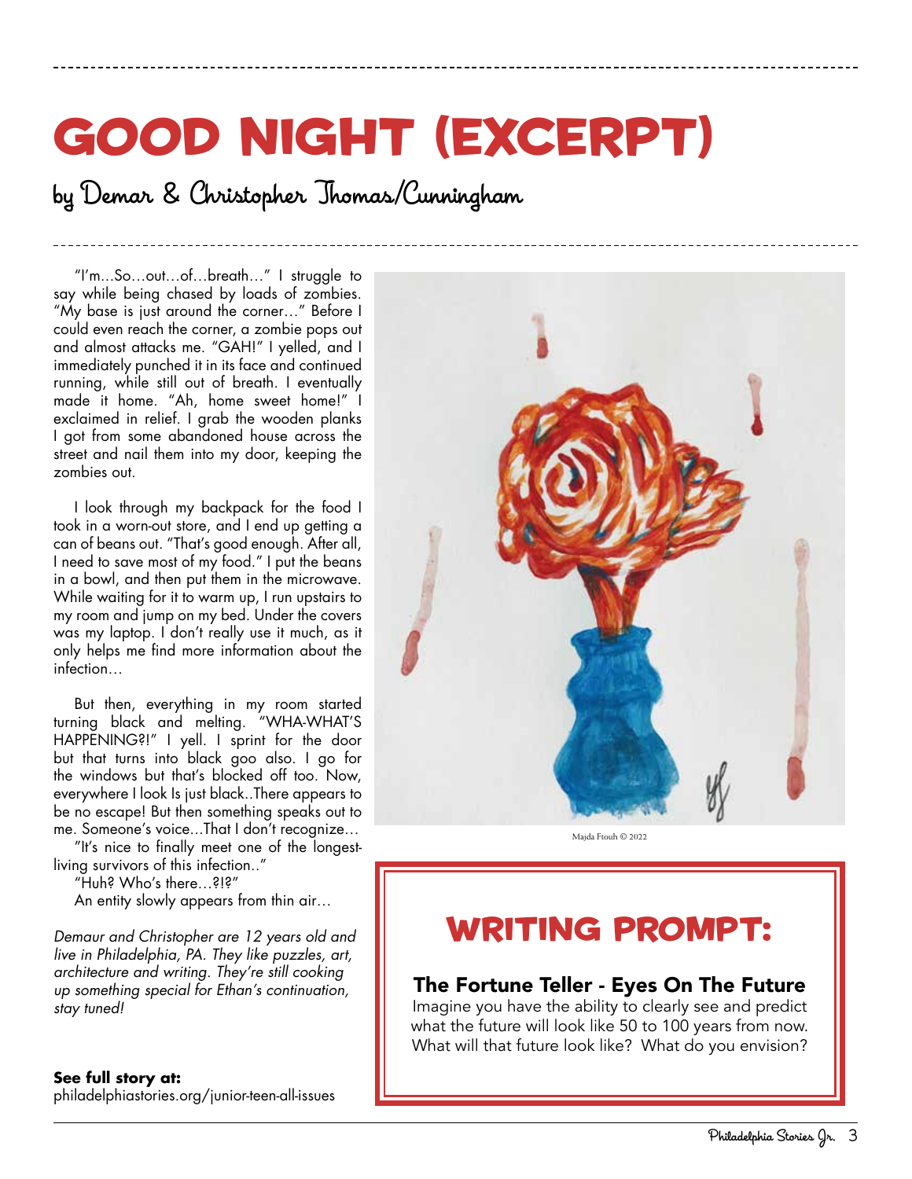# GOOD NIGHT (EXCERPT)

## by Demar & Christopher Thomas/Cunningham

"I'm...So...out...of...breath..." I struggle to say while being chased by loads of zombies. "My base is just around the corner..." Before I could even reach the corner, a zombie pops out and almost attacks me. "GAH!" I yelled, and I immediately punched it in its face and continued running, while still out of breath. I eventually made it home. "Ah, home sweet home!" I exclaimed in relief. I grab the wooden planks I got from some abandoned house across the street and nail them into my door, keeping the zombies out.

I look through my backpack for the food I took in a worn-out store, and I end up getting a can of beans out. "That's good enough. After all, I need to save most of my food." I put the beans in a bowl, and then put them in the microwave. While waiting for it to warm up, I run upstairs to my room and jump on my bed. Under the covers was my laptop. I don't really use it much, as it only helps me find more information about the infection...

But then, everything in my room started turning black and melting. "WHA-WHAT'S HAPPENING?!" I yell. I sprint for the door but that turns into black goo also. I go for the windows but that's blocked off too. Now, everywhere I look Is just black..There appears to be no escape! But then something speaks out to me. Someone's voice...That I don't recognize...

"It's nice to finally meet one of the longest-living survivors of this infection.."

"Huh? Who's there...?!?"

An entity slowly appears from thin air...

*Demaur and Christopher are 12 years old and live in Philadelphia, PA. They like puzzles, art, architecture and writing. They're still cooking up something special for Ethan's continuation, stay tuned!*

**See full story at:**
philadelphiastories.org/junior-teen-all-issues

Majda Ftouh © 2022

# WRITING PROMPT:

**The Fortune Teller - Eyes On The Future**

Imagine you have the ability to clearly see and predict what the future will look like 50 to 100 years from now. What will that future look like? What do you envision?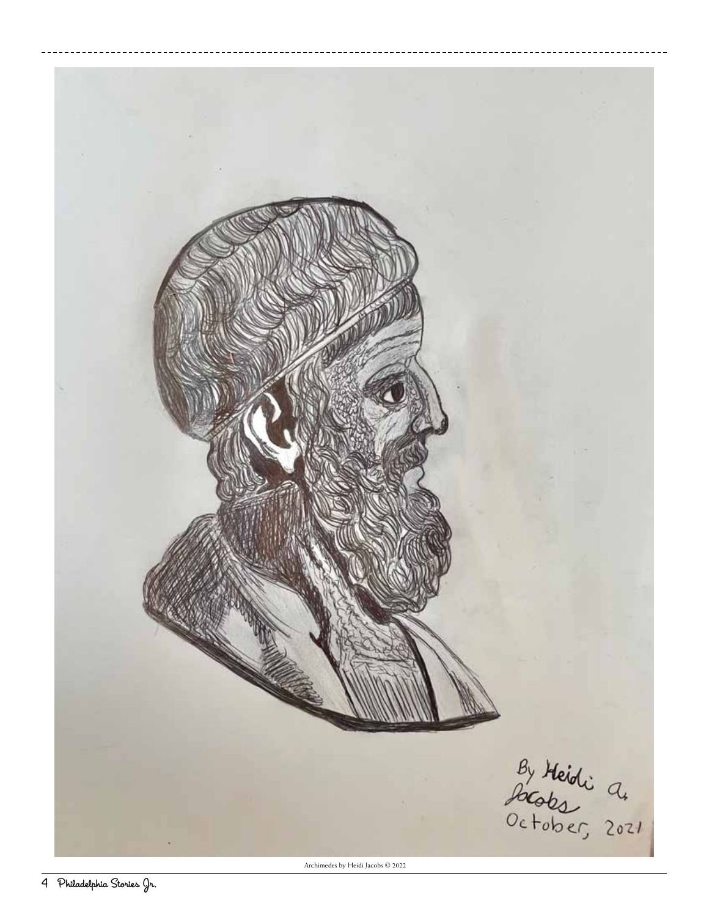Archimedes by Heidi Jacobs © 2022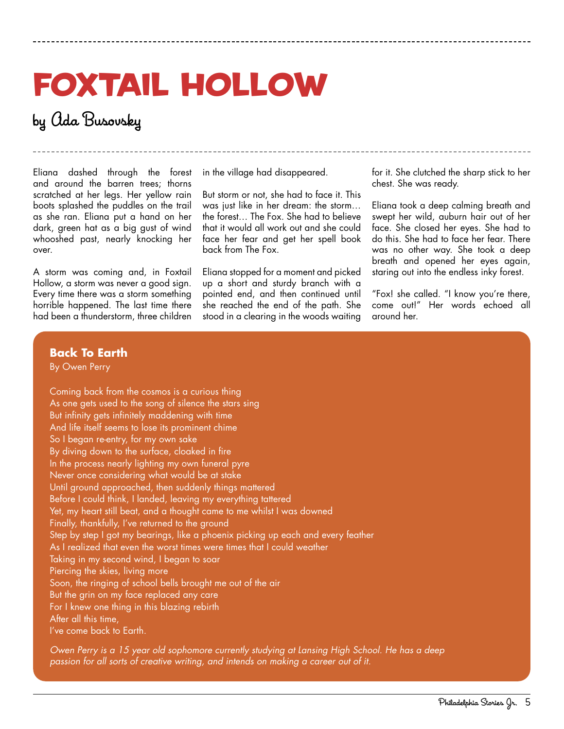# FOXTAIL HOLLOW

## by Ada Busovsky

Eliana dashed through the forest and around the barren trees; thorns scratched at her legs. Her yellow rain boots splashed the puddles on the trail as she ran. Eliana put a hand on her dark, green hat as a big gust of wind whooshed past, nearly knocking her over.

A storm was coming and, in Foxtail Hollow, a storm was never a good sign. Every time there was a storm something horrible happened. The last time there had been a thunderstorm, three children in the village had disappeared.

But storm or not, she had to face it. This was just like in her dream: the storm… the forest… The Fox. She had to believe that it would all work out and she could face her fear and get her spell book back from The Fox.

Eliana stopped for a moment and picked up a short and sturdy branch with a pointed end, and then continued until she reached the end of the path. She stood in a clearing in the woods waiting for it. She clutched the sharp stick to her chest. She was ready.

Eliana took a deep calming breath and swept her wild, auburn hair out of her face. She closed her eyes. She had to do this. She had to face her fear. There was no other way. She took a deep breath and opened her eyes again, staring out into the endless inky forest.

"Fox! she called. "I know you're there, come out!" Her words echoed all around her.

### Back To Earth

By Owen Perry

Coming back from the cosmos is a curious thing
As one gets used to the song of silence the stars sing
But infinity gets infinitely maddening with time
And life itself seems to lose its prominent chime
So I began re-entry, for my own sake
By diving down to the surface, cloaked in fire
In the process nearly lighting my own funeral pyre
Never once considering what would be at stake
Until ground approached, then suddenly things mattered
Before I could think, I landed, leaving my everything tattered
Yet, my heart still beat, and a thought came to me whilst I was downed
Finally, thankfully, I've returned to the ground
Step by step I got my bearings, like a phoenix picking up each and every feather
As I realized that even the worst times were times that I could weather
Taking in my second wind, I began to soar
Piercing the skies, living more
Soon, the ringing of school bells brought me out of the air
But the grin on my face replaced any care
For I knew one thing in this blazing rebirth
After all this time,
I've come back to Earth.

*Owen Perry is a 15 year old sophomore currently studying at Lansing High School. He has a deep passion for all sorts of creative writing, and intends on making a career out of it.*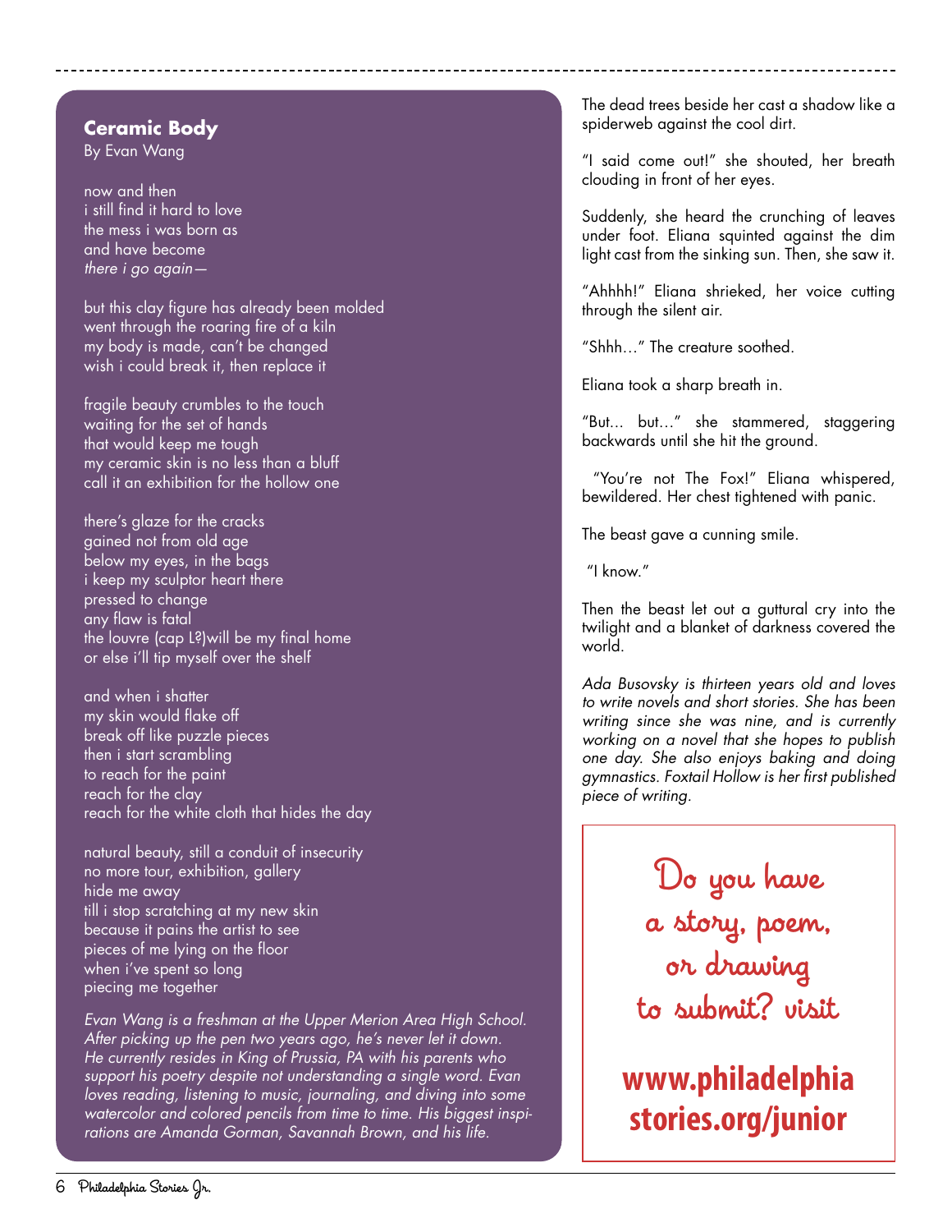## Ceramic Body

By Evan Wang

now and then
i still find it hard to love
the mess i was born as
and have become
*there i go again—*

but this clay figure has already been molded
went through the roaring fire of a kiln
my body is made, can't be changed
wish i could break it, then replace it

fragile beauty crumbles to the touch
waiting for the set of hands
that would keep me tough
my ceramic skin is no less than a bluff
call it an exhibition for the hollow one

there's glaze for the cracks
gained not from old age
below my eyes, in the bags
i keep my sculptor heart there
pressed to change
any flaw is fatal
the louvre (cap L?)will be my final home
or else i'll tip myself over the shelf

and when i shatter
my skin would flake off
break off like puzzle pieces
then i start scrambling
to reach for the paint
reach for the clay
reach for the white cloth that hides the day

natural beauty, still a conduit of insecurity
no more tour, exhibition, gallery
hide me away
till i stop scratching at my new skin
because it pains the artist to see
pieces of me lying on the floor
when i've spent so long
piecing me together

*Evan Wang is a freshman at the Upper Merion Area High School. After picking up the pen two years ago, he's never let it down. He currently resides in King of Prussia, PA with his parents who support his poetry despite not understanding a single word. Evan loves reading, listening to music, journaling, and diving into some watercolor and colored pencils from time to time. His biggest inspirations are Amanda Gorman, Savannah Brown, and his life.*

The dead trees beside her cast a shadow like a spiderweb against the cool dirt.

"I said come out!" she shouted, her breath clouding in front of her eyes.

Suddenly, she heard the crunching of leaves under foot. Eliana squinted against the dim light cast from the sinking sun. Then, she saw it.

"Ahhhh!" Eliana shrieked, her voice cutting through the silent air.

"Shhh…" The creature soothed.

Eliana took a sharp breath in.

"But… but…" she stammered, staggering backwards until she hit the ground.

"You're not The Fox!" Eliana whispered, bewildered. Her chest tightened with panic.

The beast gave a cunning smile.

"I know."

Then the beast let out a guttural cry into the twilight and a blanket of darkness covered the world.

*Ada Busovsky is thirteen years old and loves to write novels and short stories. She has been writing since she was nine, and is currently working on a novel that she hopes to publish one day. She also enjoys baking and doing gymnastics. Foxtail Hollow is her first published piece of writing.*

Do you have a story, poem, or drawing to submit? visit

**www.philadelphiastories.org/junior**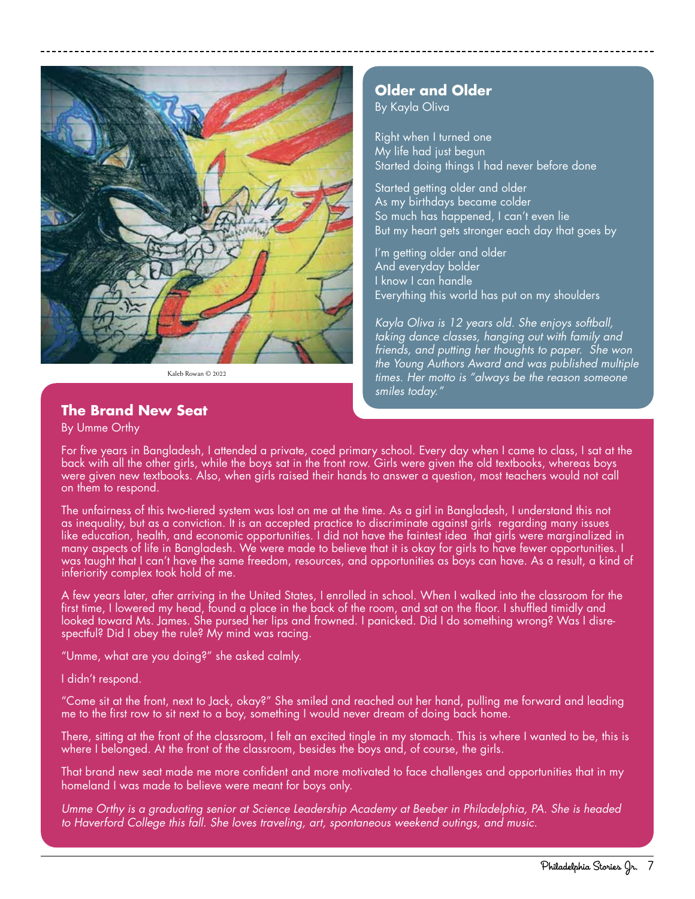Kaleb Rowan © 2022

## Older and Older

By Kayla Oliva

Right when I turned one
My life had just begun
Started doing things I had never before done

Started getting older and older
As my birthdays became colder
So much has happened, I can't even lie
But my heart gets stronger each day that goes by

I'm getting older and older
And everyday bolder
I know I can handle
Everything this world has put on my shoulders

*Kayla Oliva is 12 years old. She enjoys softball, taking dance classes, hanging out with family and friends, and putting her thoughts to paper. She won the Young Authors Award and was published multiple times. Her motto is "always be the reason someone smiles today."*

## The Brand New Seat

By Umme Orthy

For five years in Bangladesh, I attended a private, coed primary school. Every day when I came to class, I sat at the back with all the other girls, while the boys sat in the front row. Girls were given the old textbooks, whereas boys were given new textbooks. Also, when girls raised their hands to answer a question, most teachers would not call on them to respond.

The unfairness of this two-tiered system was lost on me at the time. As a girl in Bangladesh, I understand this not as inequality, but as a conviction. It is an accepted practice to discriminate against girls regarding many issues like education, health, and economic opportunities. I did not have the faintest idea that girls were marginalized in many aspects of life in Bangladesh. We were made to believe that it is okay for girls to have fewer opportunities. I was taught that I can't have the same freedom, resources, and opportunities as boys can have. As a result, a kind of inferiority complex took hold of me.

A few years later, after arriving in the United States, I enrolled in school. When I walked into the classroom for the first time, I lowered my head, found a place in the back of the room, and sat on the floor. I shuffled timidly and looked toward Ms. James. She pursed her lips and frowned. I panicked. Did I do something wrong? Was I disrespectful? Did I obey the rule? My mind was racing.

"Umme, what are you doing?" she asked calmly.

I didn't respond.

"Come sit at the front, next to Jack, okay?" She smiled and reached out her hand, pulling me forward and leading me to the first row to sit next to a boy, something I would never dream of doing back home.

There, sitting at the front of the classroom, I felt an excited tingle in my stomach. This is where I wanted to be, this is where I belonged. At the front of the classroom, besides the boys and, of course, the girls.

That brand new seat made me more confident and more motivated to face challenges and opportunities that in my homeland I was made to believe were meant for boys only.

*Umme Orthy is a graduating senior at Science Leadership Academy at Beeber in Philadelphia, PA. She is headed to Haverford College this fall. She loves traveling, art, spontaneous weekend outings, and music.*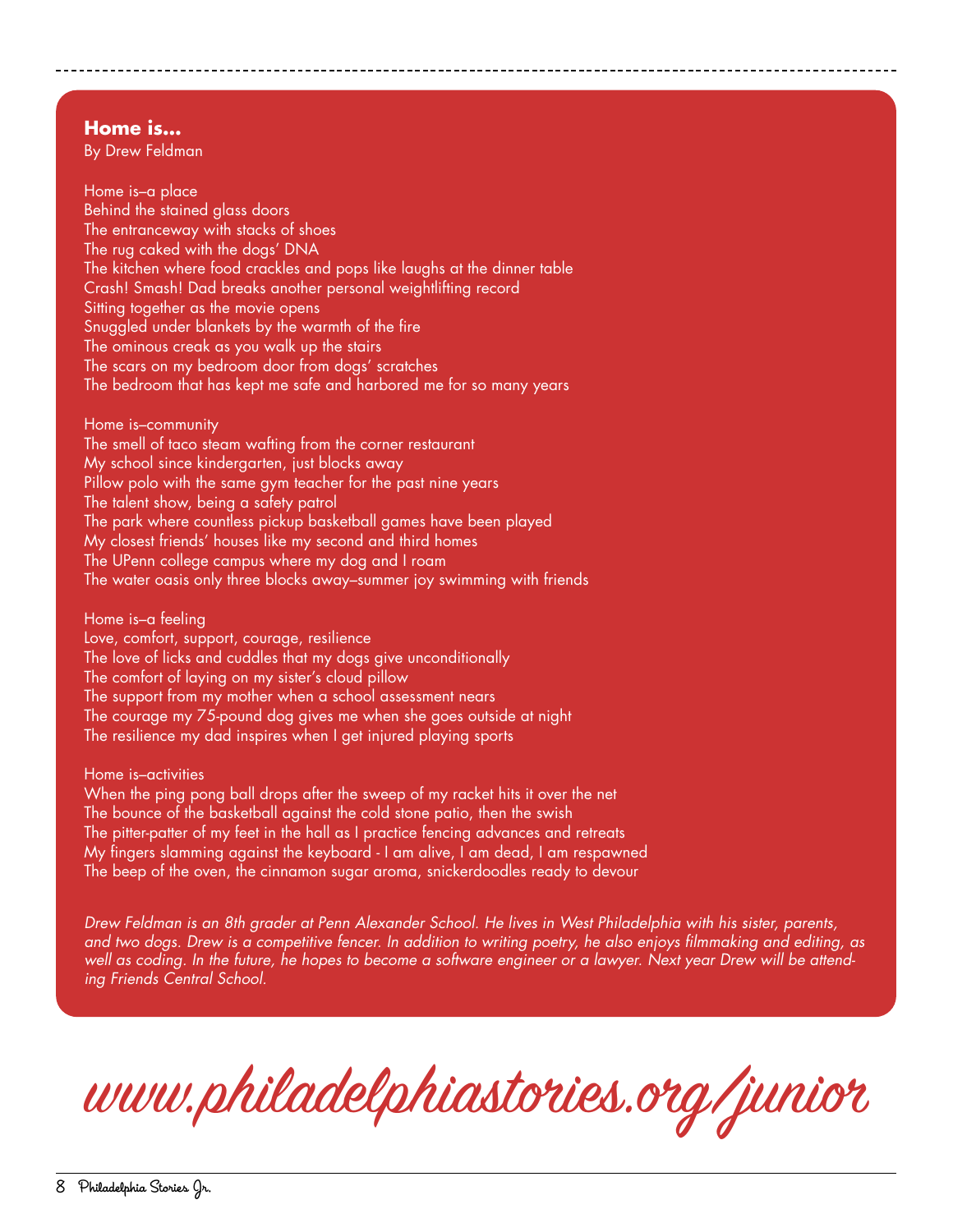## Home is...

By Drew Feldman

Home is–a place
Behind the stained glass doors
The entranceway with stacks of shoes
The rug caked with the dogs' DNA
The kitchen where food crackles and pops like laughs at the dinner table
Crash! Smash! Dad breaks another personal weightlifting record
Sitting together as the movie opens
Snuggled under blankets by the warmth of the fire
The ominous creak as you walk up the stairs
The scars on my bedroom door from dogs' scratches
The bedroom that has kept me safe and harbored me for so many years

Home is–community
The smell of taco steam wafting from the corner restaurant
My school since kindergarten, just blocks away
Pillow polo with the same gym teacher for the past nine years
The talent show, being a safety patrol
The park where countless pickup basketball games have been played
My closest friends' houses like my second and third homes
The UPenn college campus where my dog and I roam
The water oasis only three blocks away–summer joy swimming with friends

Home is–a feeling
Love, comfort, support, courage, resilience
The love of licks and cuddles that my dogs give unconditionally
The comfort of laying on my sister's cloud pillow
The support from my mother when a school assessment nears
The courage my 75-pound dog gives me when she goes outside at night
The resilience my dad inspires when I get injured playing sports

Home is–activities
When the ping pong ball drops after the sweep of my racket hits it over the net
The bounce of the basketball against the cold stone patio, then the swish
The pitter-patter of my feet in the hall as I practice fencing advances and retreats
My fingers slamming against the keyboard - I am alive, I am dead, I am respawned
The beep of the oven, the cinnamon sugar aroma, snickerdoodles ready to devour

*Drew Feldman is an 8th grader at Penn Alexander School. He lives in West Philadelphia with his sister, parents, and two dogs. Drew is a competitive fencer. In addition to writing poetry, he also enjoys filmmaking and editing, as well as coding. In the future, he hopes to become a software engineer or a lawyer. Next year Drew will be attending Friends Central School.*

www.philadelphiastories.org/junior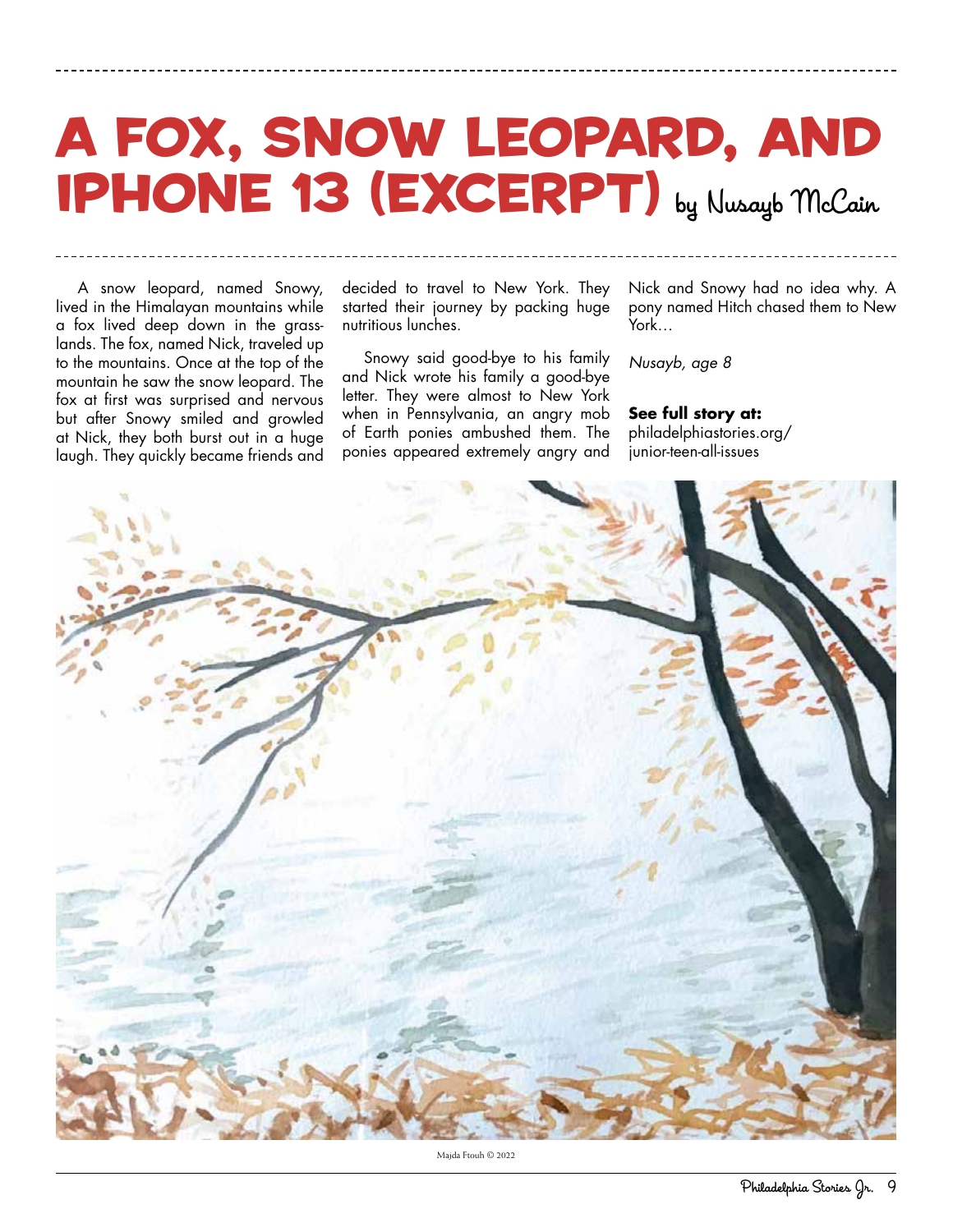# A FOX, SNOW LEOPARD, AND IPHONE 13 (EXCERPT) by Nusayb McCain

A snow leopard, named Snowy, lived in the Himalayan mountains while a fox lived deep down in the grasslands. The fox, named Nick, traveled up to the mountains. Once at the top of the mountain he saw the snow leopard. The fox at first was surprised and nervous but after Snowy smiled and growled at Nick, they both burst out in a huge laugh. They quickly became friends and decided to travel to New York. They started their journey by packing huge nutritious lunches.

Snowy said good-bye to his family and Nick wrote his family a good-bye letter. They were almost to New York when in Pennsylvania, an angry mob of Earth ponies ambushed them. The ponies appeared extremely angry and Nick and Snowy had no idea why. A pony named Hitch chased them to New York…

*Nusayb, age 8*

**See full story at:** philadelphiastories.org/junior-teen-all-issues

Majda Ftouh © 2022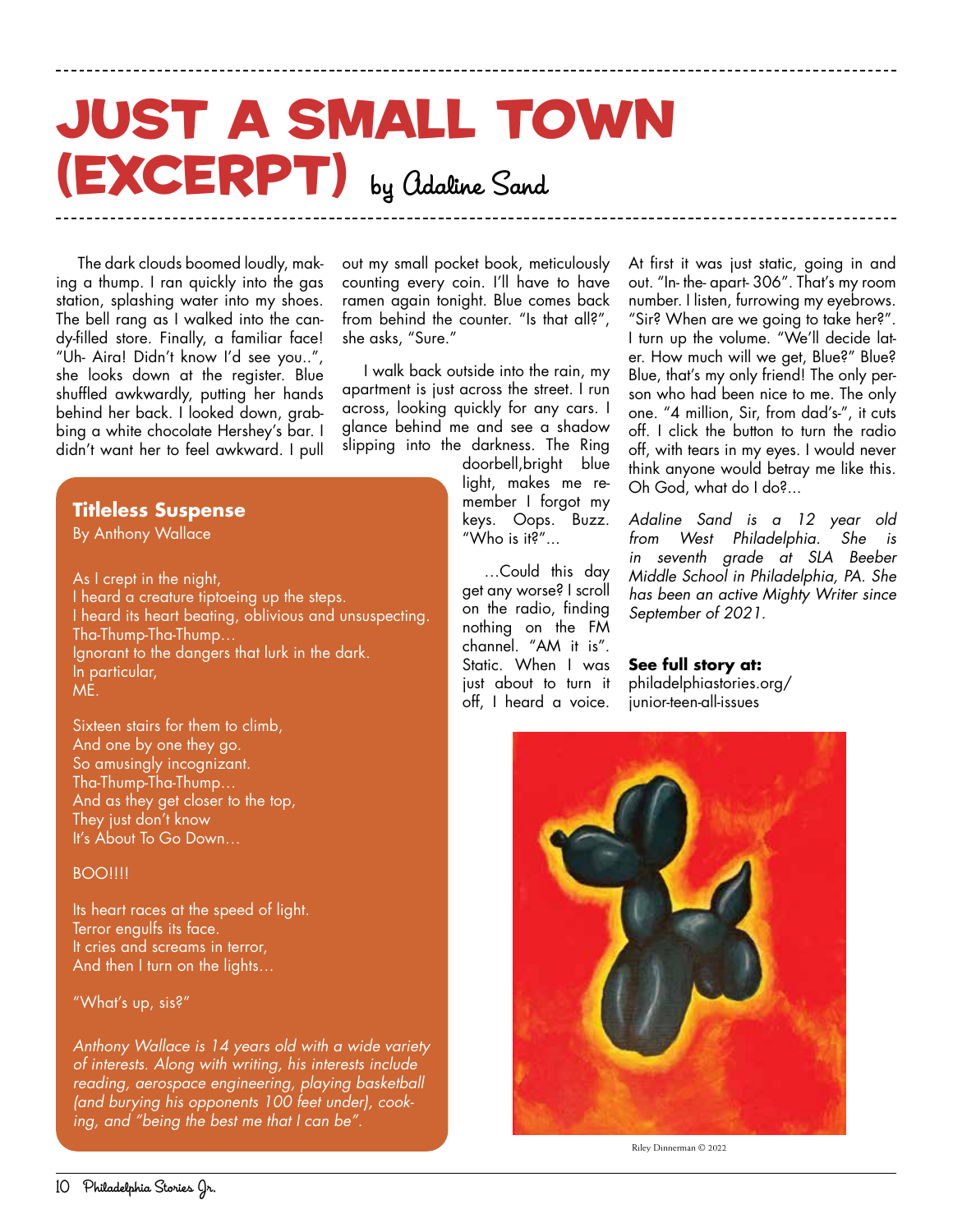# JUST A SMALL TOWN (EXCERPT) by Adaline Sand

The dark clouds boomed loudly, making a thump. I ran quickly into the gas station, splashing water into my shoes. The bell rang as I walked into the candy-filled store. Finally, a familiar face! "Uh- Aira! Didn't know I'd see you..", she looks down at the register. Blue shuffled awkwardly, putting her hands behind her back. I looked down, grabbing a white chocolate Hershey's bar. I didn't want her to feel awkward. I pull out my small pocket book, meticulously counting every coin. I'll have to have ramen again tonight. Blue comes back from behind the counter. "Is that all?", she asks, "Sure."

I walk back outside into the rain, my apartment is just across the street. I run across, looking quickly for any cars. I glance behind me and see a shadow slipping into the darkness. The Ring doorbell,bright blue light, makes me remember I forgot my keys. Oops. Buzz. "Who is it?"...

...Could this day get any worse? I scroll on the radio, finding nothing on the FM channel. "AM it is". Static. When I was just about to turn it off, I heard a voice. At first it was just static, going in and out. "In- the- apart- 306". That's my room number. I listen, furrowing my eyebrows. "Sir? When are we going to take her?". I turn up the volume. "We'll decide later. How much will we get, Blue?" Blue? Blue, that's my only friend! The only person who had been nice to me. The only one. "4 million, Sir, from dad's-", it cuts off. I click the button to turn the radio off, with tears in my eyes. I would never think anyone would betray me like this. Oh God, what do I do?...

*Adaline Sand is a 12 year old from West Philadelphia. She is in seventh grade at SLA Beeber Middle School in Philadelphia, PA. She has been an active Mighty Writer since September of 2021.*

**See full story at:**
philadelphiastories.org/junior-teen-all-issues

## Titleless Suspense

By Anthony Wallace

As I crept in the night,
I heard a creature tiptoeing up the steps.
I heard its heart beating, oblivious and unsuspecting.
Tha-Thump-Tha-Thump…
Ignorant to the dangers that lurk in the dark.
In particular,
ME.

Sixteen stairs for them to climb,
And one by one they go.
So amusingly incognizant.
Tha-Thump-Tha-Thump…
And as they get closer to the top,
They just don't know
It's About To Go Down…

BOO!!!!

Its heart races at the speed of light.
Terror engulfs its face.
It cries and screams in terror,
And then I turn on the lights…

"What's up, sis?"

*Anthony Wallace is 14 years old with a wide variety of interests. Along with writing, his interests include reading, aerospace engineering, playing basketball (and burying his opponents 100 feet under), cooking, and "being the best me that I can be".*

Riley Dinnerman © 2022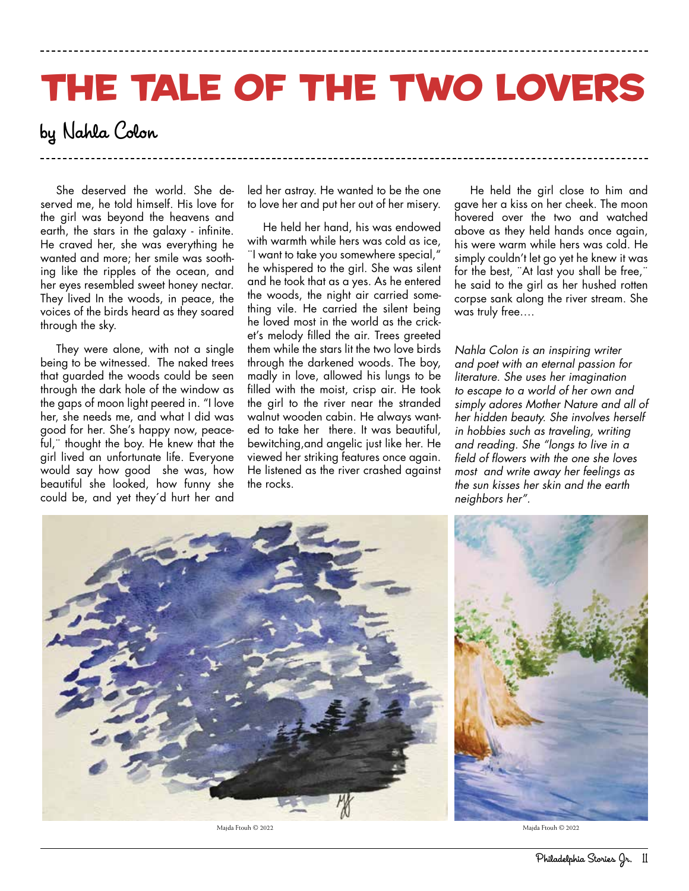# THE TALE OF THE TWO LOVERS

## by Nahla Colon

She deserved the world. She deserved me, he told himself. His love for the girl was beyond the heavens and earth, the stars in the galaxy - infinite. He craved her, she was everything he wanted and more; her smile was soothing like the ripples of the ocean, and her eyes resembled sweet honey nectar. They lived In the woods, in peace, the voices of the birds heard as they soared through the sky.

They were alone, with not a single being to be witnessed. The naked trees that guarded the woods could be seen through the dark hole of the window as the gaps of moon light peered in. "I love her, she needs me, and what I did was good for her. She's happy now, peaceful,¨ thought the boy. He knew that the girl lived an unfortunate life. Everyone would say how good she was, how beautiful she looked, how funny she could be, and yet they´d hurt her and led her astray. He wanted to be the one to love her and put her out of her misery.

He held her hand, his was endowed with warmth while hers was cold as ice, ¨I want to take you somewhere special," he whispered to the girl. She was silent and he took that as a yes. As he entered the woods, the night air carried something vile. He carried the silent being he loved most in the world as the cricket's melody filled the air. Trees greeted them while the stars lit the two love birds through the darkened woods. The boy, madly in love, allowed his lungs to be filled with the moist, crisp air. He took the girl to the river near the stranded walnut wooden cabin. He always wanted to take her there. It was beautiful, bewitching,and angelic just like her. He viewed her striking features once again. He listened as the river crashed against the rocks.

He held the girl close to him and gave her a kiss on her cheek. The moon hovered over the two and watched above as they held hands once again, his were warm while hers was cold. He simply couldn't let go yet he knew it was for the best, ¨At last you shall be free,¨ he said to the girl as her hushed rotten corpse sank along the river stream. She was truly free….

*Nahla Colon is an inspiring writer and poet with an eternal passion for literature. She uses her imagination to escape to a world of her own and simply adores Mother Nature and all of her hidden beauty. She involves herself in hobbies such as traveling, writing and reading. She "longs to live in a field of flowers with the one she loves most and write away her feelings as the sun kisses her skin and the earth neighbors her".*

Majda Ftouh © 2022

Majda Ftouh © 2022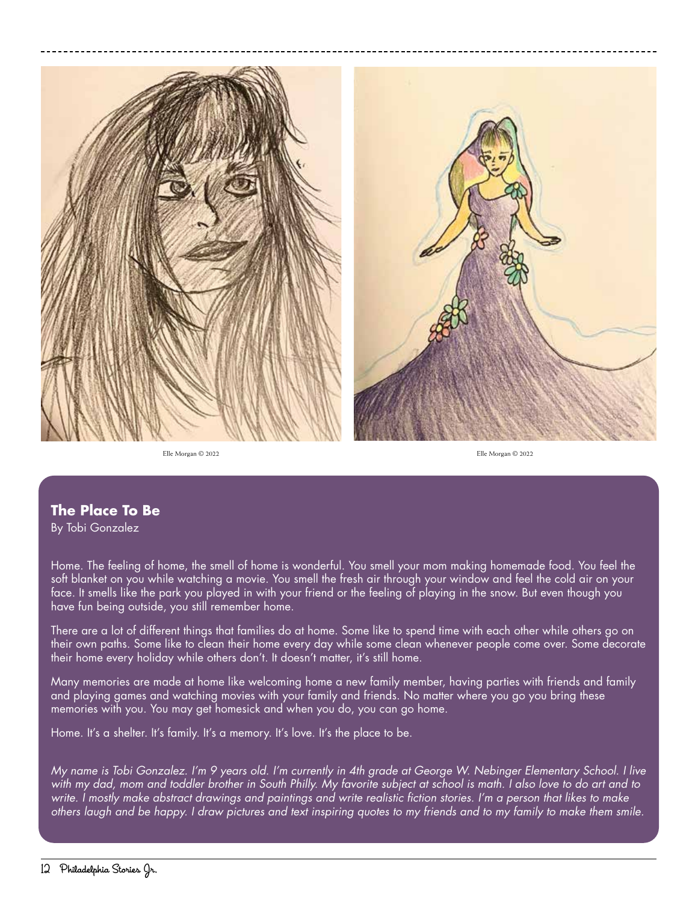Elle Morgan © 2022

Elle Morgan © 2022

## The Place To Be

By Tobi Gonzalez

Home. The feeling of home, the smell of home is wonderful. You smell your mom making homemade food. You feel the soft blanket on you while watching a movie. You smell the fresh air through your window and feel the cold air on your face. It smells like the park you played in with your friend or the feeling of playing in the snow. But even though you have fun being outside, you still remember home.

There are a lot of different things that families do at home. Some like to spend time with each other while others go on their own paths. Some like to clean their home every day while some clean whenever people come over. Some decorate their home every holiday while others don't. It doesn't matter, it's still home.

Many memories are made at home like welcoming home a new family member, having parties with friends and family and playing games and watching movies with your family and friends. No matter where you go you bring these memories with you. You may get homesick and when you do, you can go home.

Home. It's a shelter. It's family. It's a memory. It's love. It's the place to be.

*My name is Tobi Gonzalez. I'm 9 years old. I'm currently in 4th grade at George W. Nebinger Elementary School. I live with my dad, mom and toddler brother in South Philly. My favorite subject at school is math. I also love to do art and to write. I mostly make abstract drawings and paintings and write realistic fiction stories. I'm a person that likes to make others laugh and be happy. I draw pictures and text inspiring quotes to my friends and to my family to make them smile.*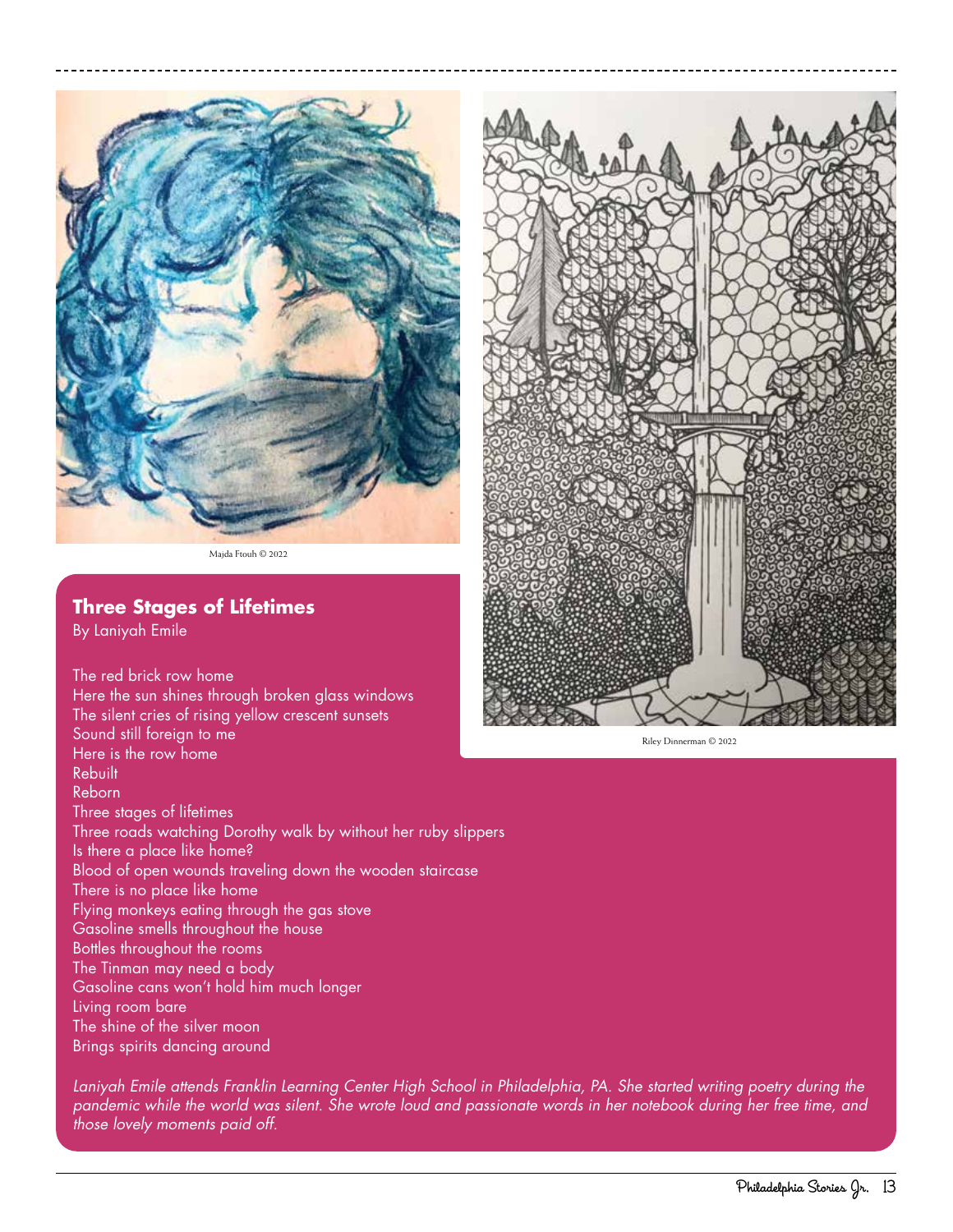Majda Ftouh © 2022

Riley Dinnerman © 2022

## Three Stages of Lifetimes

By Laniyah Emile

The red brick row home
Here the sun shines through broken glass windows
The silent cries of rising yellow crescent sunsets
Sound still foreign to me
Here is the row home
Rebuilt
Reborn
Three stages of lifetimes
Three roads watching Dorothy walk by without her ruby slippers
Is there a place like home?
Blood of open wounds traveling down the wooden staircase
There is no place like home
Flying monkeys eating through the gas stove
Gasoline smells throughout the house
Bottles throughout the rooms
The Tinman may need a body
Gasoline cans won't hold him much longer
Living room bare
The shine of the silver moon
Brings spirits dancing around

*Laniyah Emile attends Franklin Learning Center High School in Philadelphia, PA. She started writing poetry during the pandemic while the world was silent. She wrote loud and passionate words in her notebook during her free time, and those lovely moments paid off.*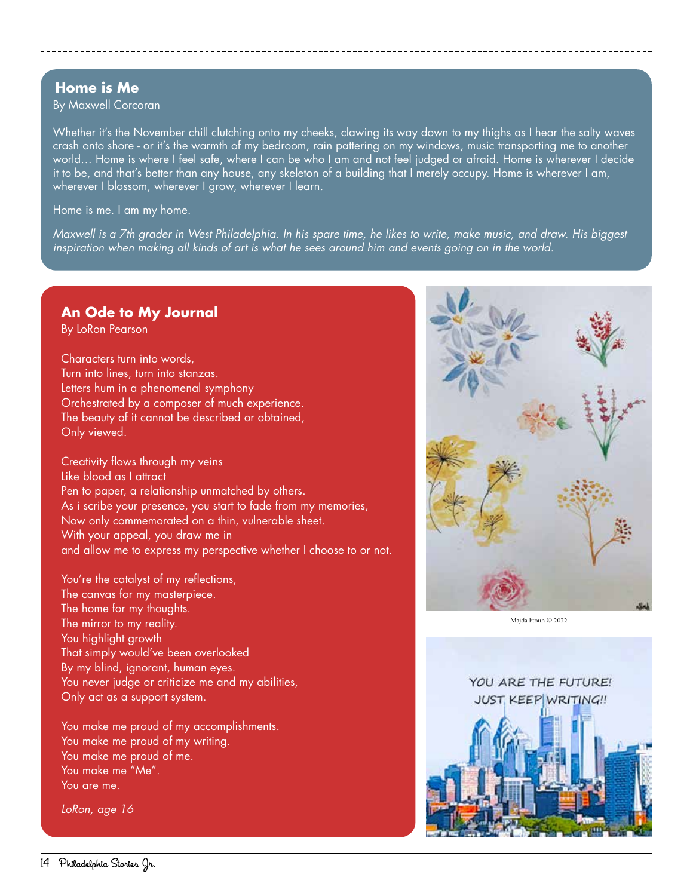## Home is Me

By Maxwell Corcoran

Whether it's the November chill clutching onto my cheeks, clawing its way down to my thighs as I hear the salty waves crash onto shore - or it's the warmth of my bedroom, rain pattering on my windows, music transporting me to another world… Home is where I feel safe, where I can be who I am and not feel judged or afraid. Home is wherever I decide it to be, and that's better than any house, any skeleton of a building that I merely occupy. Home is wherever I am, wherever I blossom, wherever I grow, wherever I learn.

Home is me. I am my home.

*Maxwell is a 7th grader in West Philadelphia. In his spare time, he likes to write, make music, and draw. His biggest inspiration when making all kinds of art is what he sees around him and events going on in the world.*

## An Ode to My Journal

By LoRon Pearson

Characters turn into words,
Turn into lines, turn into stanzas.
Letters hum in a phenomenal symphony
Orchestrated by a composer of much experience.
The beauty of it cannot be described or obtained,
Only viewed.

Creativity flows through my veins
Like blood as I attract
Pen to paper, a relationship unmatched by others.
As i scribe your presence, you start to fade from my memories,
Now only commemorated on a thin, vulnerable sheet.
With your appeal, you draw me in
and allow me to express my perspective whether I choose to or not.

You're the catalyst of my reflections,
The canvas for my masterpiece.
The home for my thoughts.
The mirror to my reality.
You highlight growth
That simply would've been overlooked
By my blind, ignorant, human eyes.
You never judge or criticize me and my abilities,
Only act as a support system.

You make me proud of my accomplishments.
You make me proud of my writing.
You make me proud of me.
You make me "Me".
You are me.

*LoRon, age 16*

Majda Ftouh © 2022

YOU ARE THE FUTURE!
JUST KEEP WRITING!!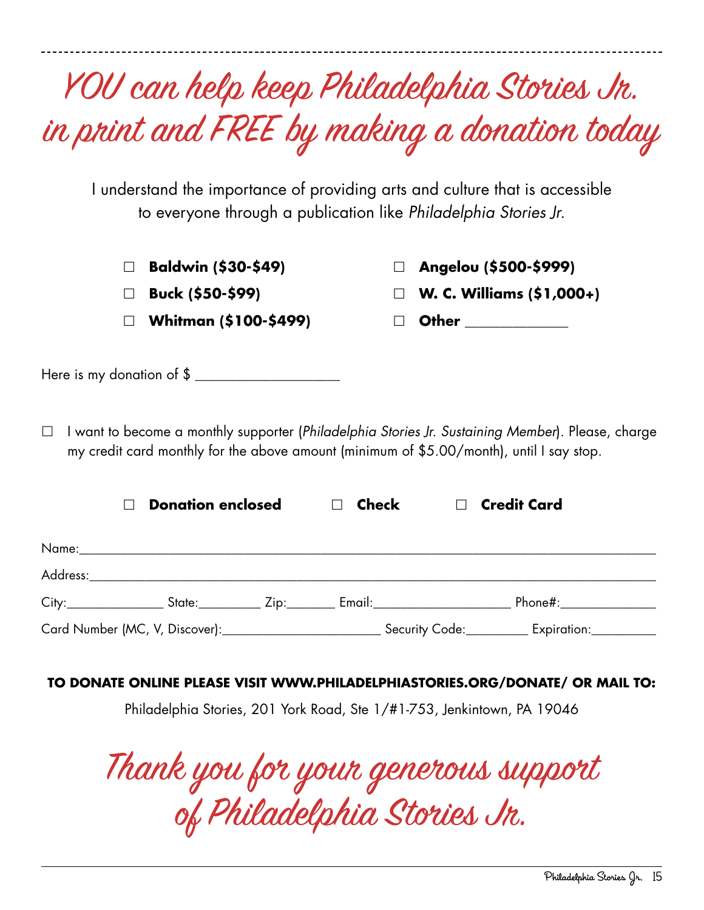# YOU can help keep Philadelphia Stories Jr. in print and FREE by making a donation today

I understand the importance of providing arts and culture that is accessible to everyone through a publication like *Philadelphia Stories Jr.*

- ☐ **Baldwin ($30-$49)**
- ☐ **Buck ($50-$99)**
- ☐ **Whitman ($100-$499)**
- ☐ **Angelou ($500-$999)**
- ☐ **W. C. Williams ($1,000+)**
- ☐ **Other** ____________

Here is my donation of $ ___________________

☐ I want to become a monthly supporter (*Philadelphia Stories Jr. Sustaining Member*). Please, charge my credit card monthly for the above amount (minimum of $5.00/month), until I say stop.

☐ **Donation enclosed** ☐ **Check** ☐ **Credit Card**

Name:___________________________________________________

Address:_________________________________________________

City:______________ State:_________ Zip:_______ Email:____________________ Phone#:______________

Card Number (MC, V, Discover):_______________________ Security Code:_________ Expiration:_________

**TO DONATE ONLINE PLEASE VISIT WWW.PHILADELPHIASTORIES.ORG/DONATE/ OR MAIL TO:**

Philadelphia Stories, 201 York Road, Ste 1/#1-753, Jenkintown, PA 19046

## Thank you for your generous support of Philadelphia Stories Jr.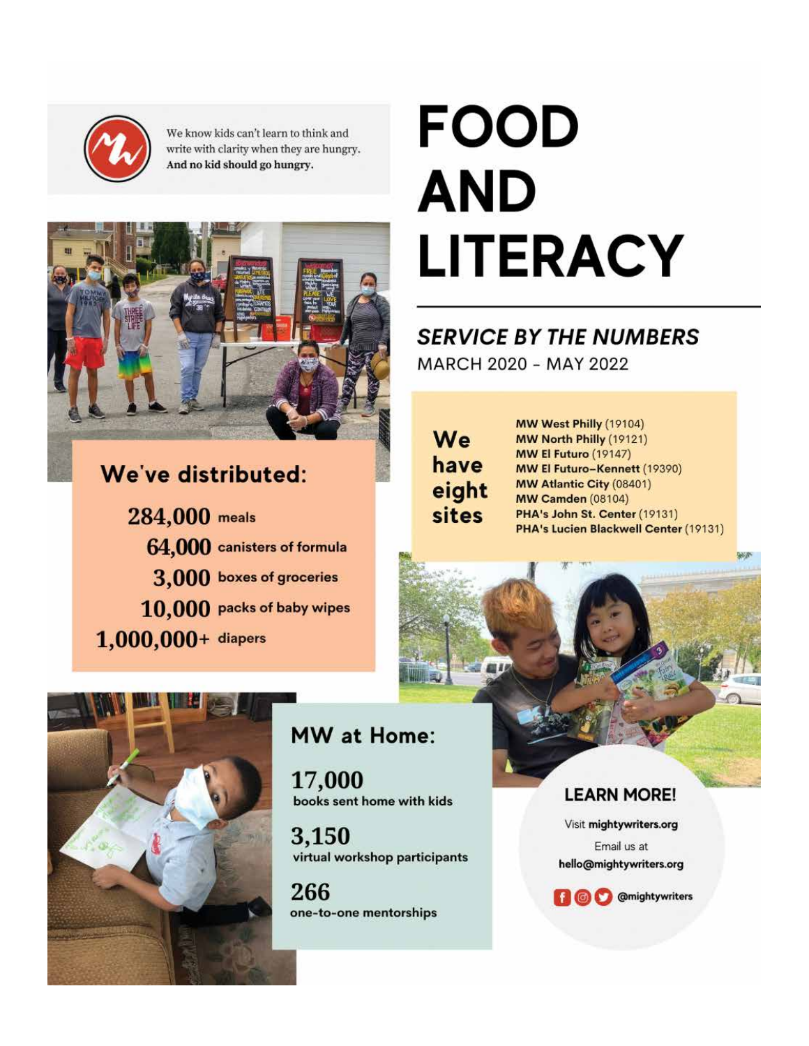We know kids can't learn to think and write with clarity when they are hungry. **And no kid should go hungry.**

# FOOD AND LITERACY

## *SERVICE BY THE NUMBERS*

MARCH 2020 - MAY 2022

## We've distributed:

**284,000** meals

**64,000** canisters of formula

**3,000** boxes of groceries

**10,000** packs of baby wipes

**1,000,000+** diapers

## We have eight sites

- **MW West Philly** (19104)
- **MW North Philly** (19121)
- **MW El Futuro** (19147)
- **MW El Futuro–Kennett** (19390)
- **MW Atlantic City** (08401)
- **MW Camden** (08104)
- **PHA's John St. Center** (19131)
- **PHA's Lucien Blackwell Center** (19131)

## MW at Home:

**17,000**
books sent home with kids

**3,150**
virtual workshop participants

**266**
one-to-one mentorships

## LEARN MORE!

Visit **mightywriters.org**

Email us at **hello@mightywriters.org**

**@mightywriters**